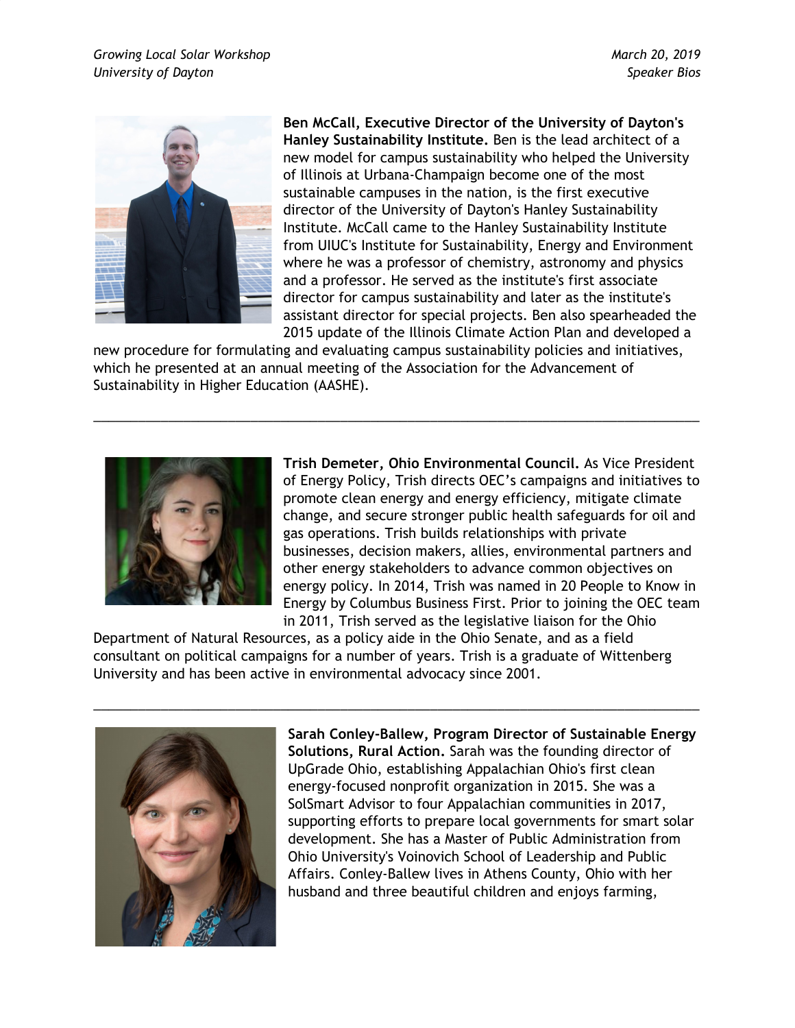**Ben McCall, Executive Director of the University of Dayton's Hanley Sustainability Institute.** Ben is the lead architect of a new model for campus sustainability who helped the University of Illinois at Urbana-Champaign become one of the most sustainable campuses in the nation, is the first executive director of the University of Dayton's Hanley Sustainability Institute. McCall came to the Hanley Sustainability Institute from UIUC's Institute for Sustainability, Energy and Environment where he was a professor of chemistry, astronomy and physics and a professor. He served as the institute's first associate director for campus sustainability and later as the institute's assistant director for special projects. Ben also spearheaded the 2015 update of the Illinois Climate Action Plan and developed a new procedure for formulating and evaluating campus sustainability policies and initiatives, which he presented at an annual meeting of the Association for the Advancement of Sustainability in Higher Education (AASHE).

---

**Trish Demeter, Ohio Environmental Council.** As Vice President of Energy Policy, Trish directs OEC's campaigns and initiatives to promote clean energy and energy efficiency, mitigate climate change, and secure stronger public health safeguards for oil and gas operations. Trish builds relationships with private businesses, decision makers, allies, environmental partners and other energy stakeholders to advance common objectives on energy policy. In 2014, Trish was named in 20 People to Know in Energy by Columbus Business First. Prior to joining the OEC team in 2011, Trish served as the legislative liaison for the Ohio Department of Natural Resources, as a policy aide in the Ohio Senate, and as a field consultant on political campaigns for a number of years. Trish is a graduate of Wittenberg University and has been active in environmental advocacy since 2001.

---

**Sarah Conley-Ballew, Program Director of Sustainable Energy Solutions, Rural Action.** Sarah was the founding director of UpGrade Ohio, establishing Appalachian Ohio's first clean energy-focused nonprofit organization in 2015. She was a SolSmart Advisor to four Appalachian communities in 2017, supporting efforts to prepare local governments for smart solar development. She has a Master of Public Administration from Ohio University's Voinovich School of Leadership and Public Affairs. Conley-Ballew lives in Athens County, Ohio with her husband and three beautiful children and enjoys farming,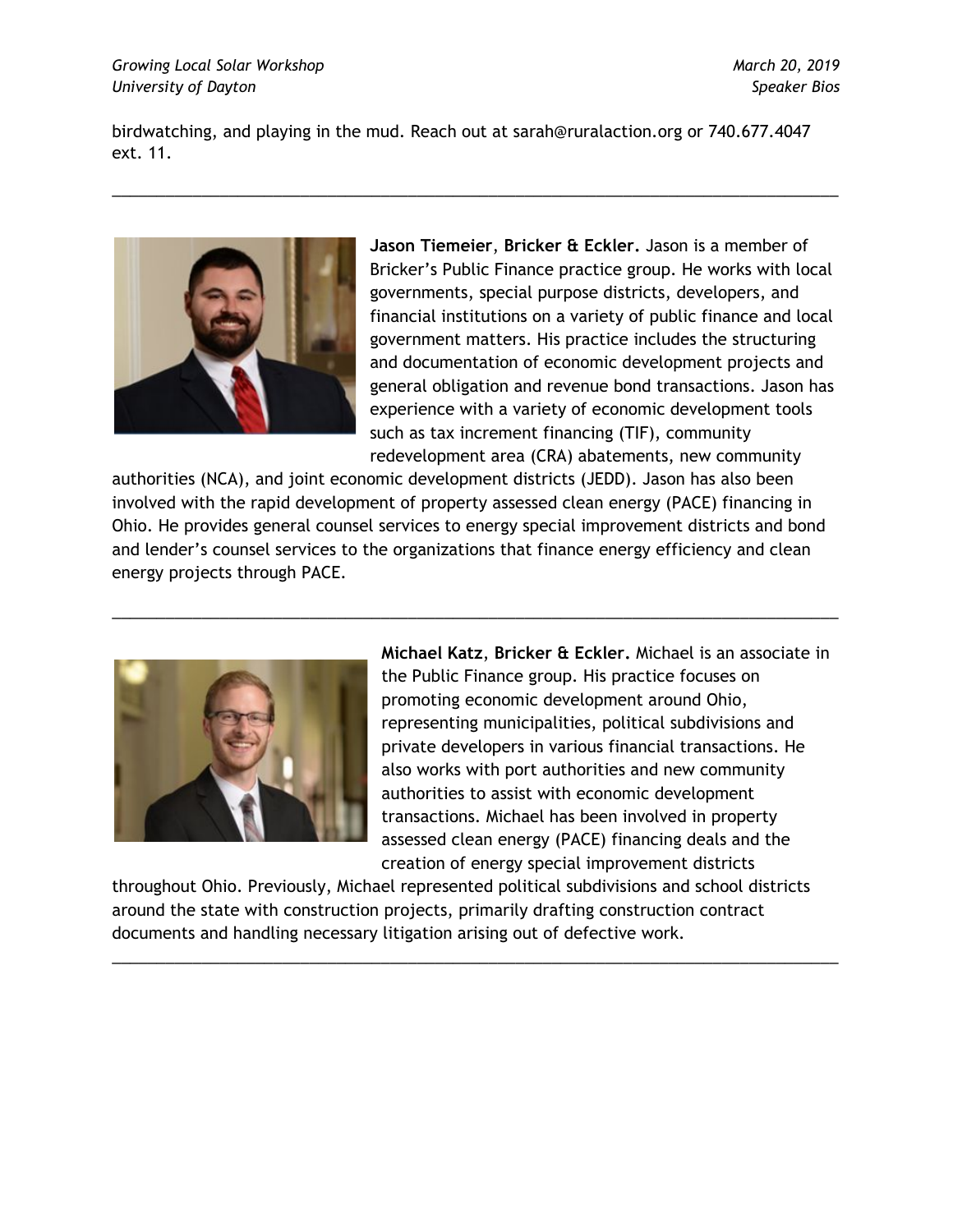birdwatching, and playing in the mud. Reach out at sarah@ruralaction.org or 740.677.4047 ext. 11.

---

**Jason Tiemeier**, **Bricker & Eckler.** Jason is a member of Bricker's Public Finance practice group. He works with local governments, special purpose districts, developers, and financial institutions on a variety of public finance and local government matters. His practice includes the structuring and documentation of economic development projects and general obligation and revenue bond transactions. Jason has experience with a variety of economic development tools such as tax increment financing (TIF), community redevelopment area (CRA) abatements, new community authorities (NCA), and joint economic development districts (JEDD). Jason has also been involved with the rapid development of property assessed clean energy (PACE) financing in Ohio. He provides general counsel services to energy special improvement districts and bond and lender's counsel services to the organizations that finance energy efficiency and clean energy projects through PACE.

---

**Michael Katz**, **Bricker & Eckler.** Michael is an associate in the Public Finance group. His practice focuses on promoting economic development around Ohio, representing municipalities, political subdivisions and private developers in various financial transactions. He also works with port authorities and new community authorities to assist with economic development transactions. Michael has been involved in property assessed clean energy (PACE) financing deals and the creation of energy special improvement districts throughout Ohio. Previously, Michael represented political subdivisions and school districts around the state with construction projects, primarily drafting construction contract documents and handling necessary litigation arising out of defective work.

---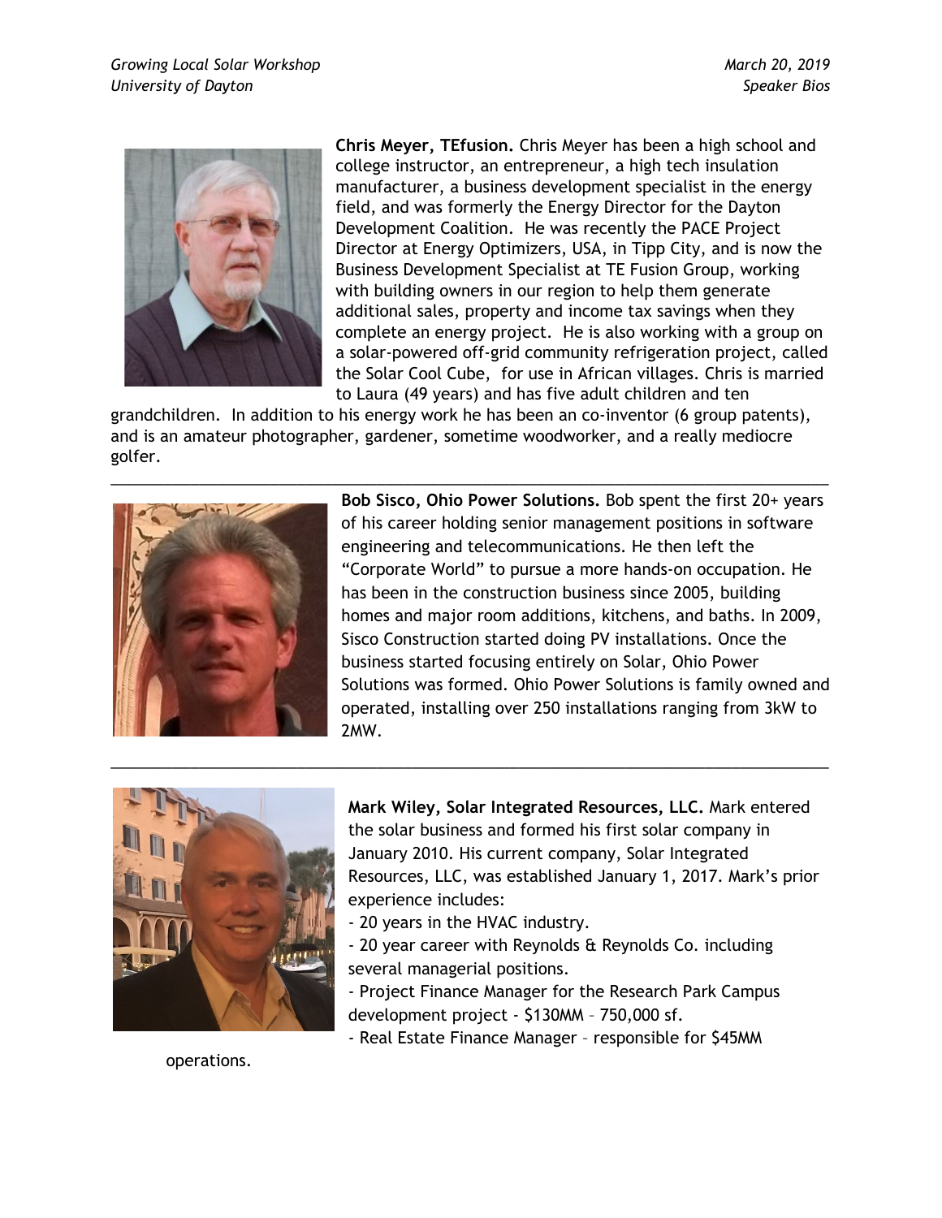**Chris Meyer, TEfusion.** Chris Meyer has been a high school and college instructor, an entrepreneur, a high tech insulation manufacturer, a business development specialist in the energy field, and was formerly the Energy Director for the Dayton Development Coalition. He was recently the PACE Project Director at Energy Optimizers, USA, in Tipp City, and is now the Business Development Specialist at TE Fusion Group, working with building owners in our region to help them generate additional sales, property and income tax savings when they complete an energy project. He is also working with a group on a solar-powered off-grid community refrigeration project, called the Solar Cool Cube, for use in African villages. Chris is married to Laura (49 years) and has five adult children and ten grandchildren. In addition to his energy work he has been an co-inventor (6 group patents), and is an amateur photographer, gardener, sometime woodworker, and a really mediocre golfer.

---

**Bob Sisco, Ohio Power Solutions.** Bob spent the first 20+ years of his career holding senior management positions in software engineering and telecommunications. He then left the "Corporate World" to pursue a more hands-on occupation. He has been in the construction business since 2005, building homes and major room additions, kitchens, and baths. In 2009, Sisco Construction started doing PV installations. Once the business started focusing entirely on Solar, Ohio Power Solutions was formed. Ohio Power Solutions is family owned and operated, installing over 250 installations ranging from 3kW to 2MW.

---

**Mark Wiley, Solar Integrated Resources, LLC.** Mark entered the solar business and formed his first solar company in January 2010. His current company, Solar Integrated Resources, LLC, was established January 1, 2017. Mark's prior experience includes:

- 20 years in the HVAC industry.
- 20 year career with Reynolds & Reynolds Co. including several managerial positions.
- Project Finance Manager for the Research Park Campus development project - $130MM – 750,000 sf.
- Real Estate Finance Manager – responsible for $45MM operations.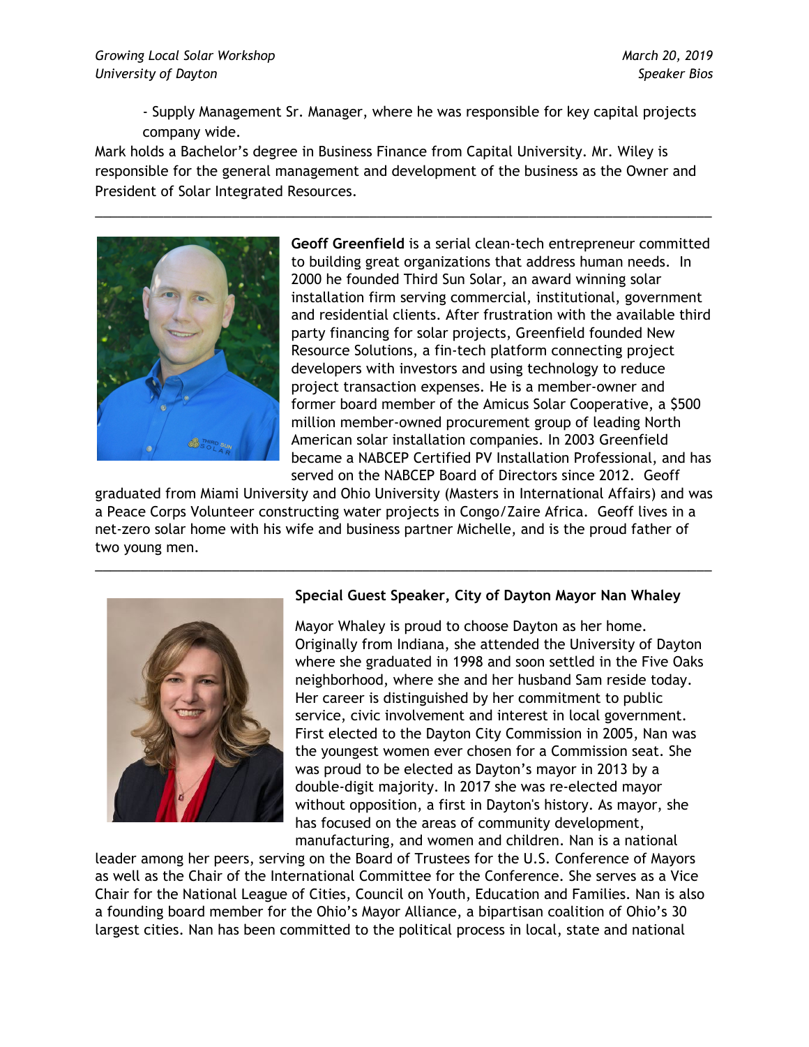- Supply Management Sr. Manager, where he was responsible for key capital projects company wide.

Mark holds a Bachelor's degree in Business Finance from Capital University. Mr. Wiley is responsible for the general management and development of the business as the Owner and President of Solar Integrated Resources.

---

**Geoff Greenfield** is a serial clean-tech entrepreneur committed to building great organizations that address human needs. In 2000 he founded Third Sun Solar, an award winning solar installation firm serving commercial, institutional, government and residential clients. After frustration with the available third party financing for solar projects, Greenfield founded New Resource Solutions, a fin-tech platform connecting project developers with investors and using technology to reduce project transaction expenses. He is a member-owner and former board member of the Amicus Solar Cooperative, a $500 million member-owned procurement group of leading North American solar installation companies. In 2003 Greenfield became a NABCEP Certified PV Installation Professional, and has served on the NABCEP Board of Directors since 2012. Geoff graduated from Miami University and Ohio University (Masters in International Affairs) and was a Peace Corps Volunteer constructing water projects in Congo/Zaire Africa. Geoff lives in a net-zero solar home with his wife and business partner Michelle, and is the proud father of two young men.

---

**Special Guest Speaker, City of Dayton Mayor Nan Whaley**

Mayor Whaley is proud to choose Dayton as her home. Originally from Indiana, she attended the University of Dayton where she graduated in 1998 and soon settled in the Five Oaks neighborhood, where she and her husband Sam reside today. Her career is distinguished by her commitment to public service, civic involvement and interest in local government. First elected to the Dayton City Commission in 2005, Nan was the youngest women ever chosen for a Commission seat. She was proud to be elected as Dayton's mayor in 2013 by a double-digit majority. In 2017 she was re-elected mayor without opposition, a first in Dayton's history. As mayor, she has focused on the areas of community development, manufacturing, and women and children. Nan is a national leader among her peers, serving on the Board of Trustees for the U.S. Conference of Mayors as well as the Chair of the International Committee for the Conference. She serves as a Vice Chair for the National League of Cities, Council on Youth, Education and Families. Nan is also a founding board member for the Ohio's Mayor Alliance, a bipartisan coalition of Ohio's 30 largest cities. Nan has been committed to the political process in local, state and national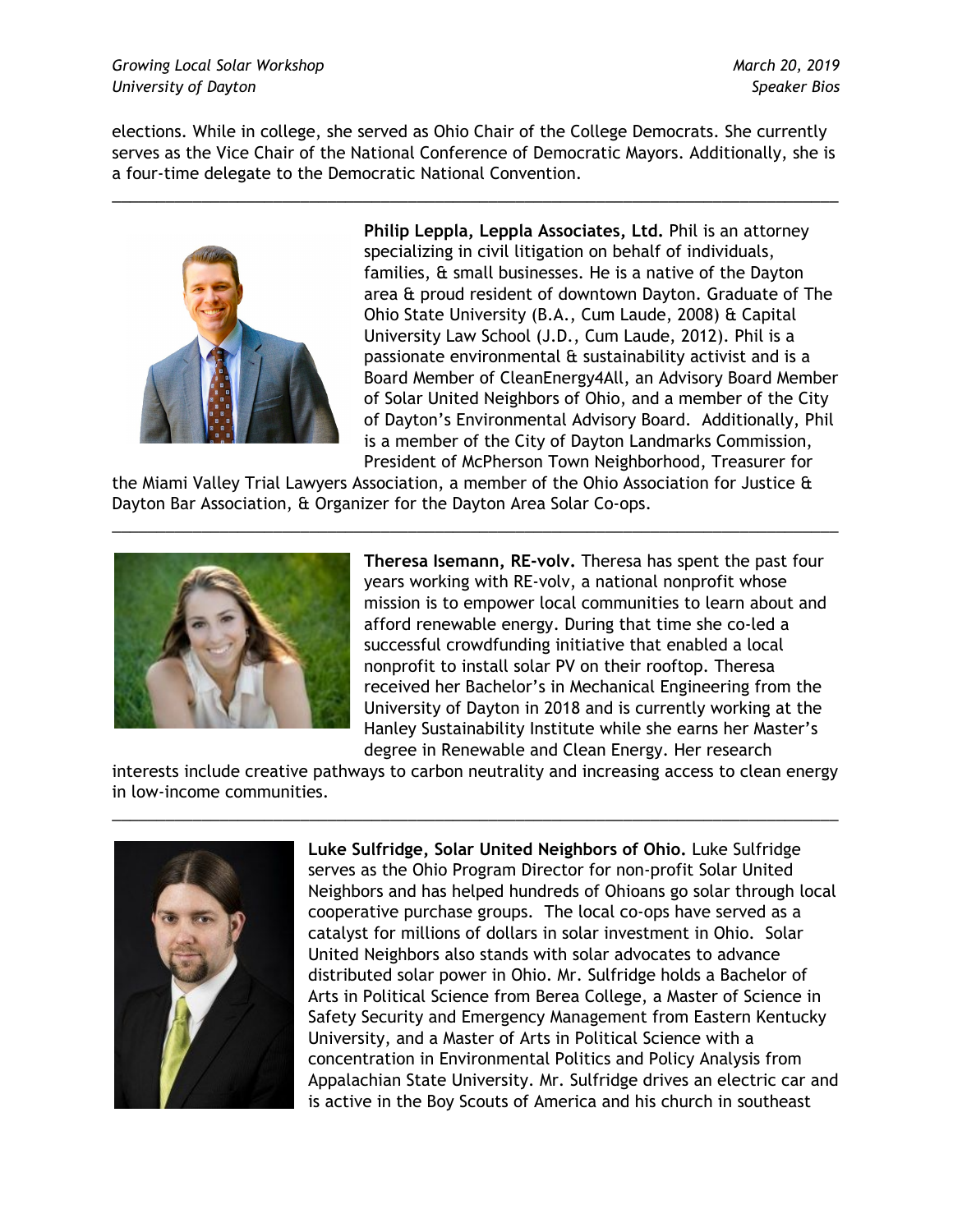elections. While in college, she served as Ohio Chair of the College Democrats. She currently serves as the Vice Chair of the National Conference of Democratic Mayors. Additionally, she is a four-time delegate to the Democratic National Convention.

---

**Philip Leppla, Leppla Associates, Ltd.** Phil is an attorney specializing in civil litigation on behalf of individuals, families, & small businesses. He is a native of the Dayton area & proud resident of downtown Dayton. Graduate of The Ohio State University (B.A., Cum Laude, 2008) & Capital University Law School (J.D., Cum Laude, 2012). Phil is a passionate environmental & sustainability activist and is a Board Member of CleanEnergy4All, an Advisory Board Member of Solar United Neighbors of Ohio, and a member of the City of Dayton's Environmental Advisory Board. Additionally, Phil is a member of the City of Dayton Landmarks Commission, President of McPherson Town Neighborhood, Treasurer for the Miami Valley Trial Lawyers Association, a member of the Ohio Association for Justice & Dayton Bar Association, & Organizer for the Dayton Area Solar Co-ops.

---

**Theresa Isemann, RE-volv.** Theresa has spent the past four years working with RE-volv, a national nonprofit whose mission is to empower local communities to learn about and afford renewable energy. During that time she co-led a successful crowdfunding initiative that enabled a local nonprofit to install solar PV on their rooftop. Theresa received her Bachelor's in Mechanical Engineering from the University of Dayton in 2018 and is currently working at the Hanley Sustainability Institute while she earns her Master's degree in Renewable and Clean Energy. Her research interests include creative pathways to carbon neutrality and increasing access to clean energy in low-income communities.

---

**Luke Sulfridge, Solar United Neighbors of Ohio.** Luke Sulfridge serves as the Ohio Program Director for non-profit Solar United Neighbors and has helped hundreds of Ohioans go solar through local cooperative purchase groups. The local co-ops have served as a catalyst for millions of dollars in solar investment in Ohio. Solar United Neighbors also stands with solar advocates to advance distributed solar power in Ohio. Mr. Sulfridge holds a Bachelor of Arts in Political Science from Berea College, a Master of Science in Safety Security and Emergency Management from Eastern Kentucky University, and a Master of Arts in Political Science with a concentration in Environmental Politics and Policy Analysis from Appalachian State University. Mr. Sulfridge drives an electric car and is active in the Boy Scouts of America and his church in southeast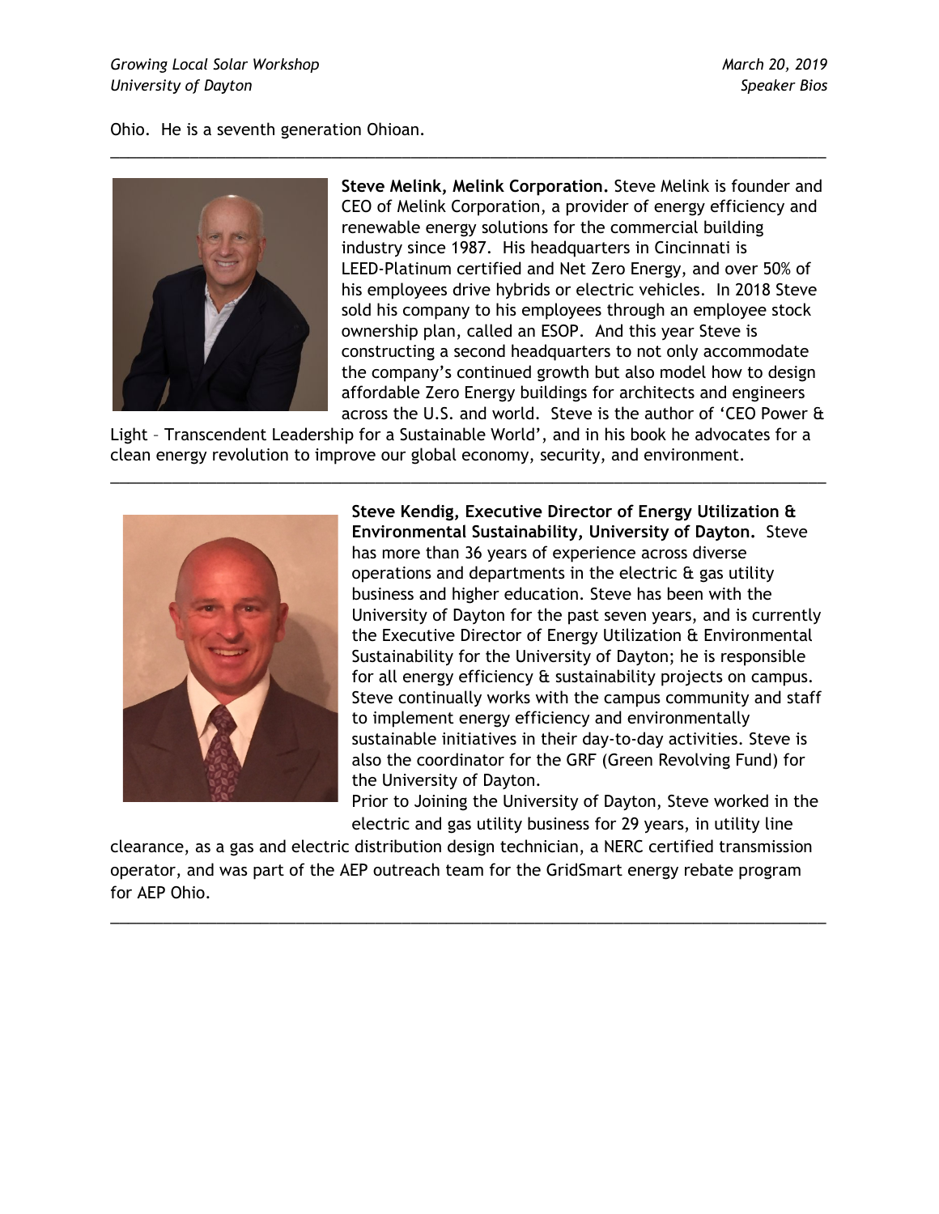Ohio. He is a seventh generation Ohioan.

---

**Steve Melink, Melink Corporation.** Steve Melink is founder and CEO of Melink Corporation, a provider of energy efficiency and renewable energy solutions for the commercial building industry since 1987. His headquarters in Cincinnati is LEED-Platinum certified and Net Zero Energy, and over 50% of his employees drive hybrids or electric vehicles. In 2018 Steve sold his company to his employees through an employee stock ownership plan, called an ESOP. And this year Steve is constructing a second headquarters to not only accommodate the company's continued growth but also model how to design affordable Zero Energy buildings for architects and engineers across the U.S. and world. Steve is the author of 'CEO Power & Light – Transcendent Leadership for a Sustainable World', and in his book he advocates for a clean energy revolution to improve our global economy, security, and environment.

---

**Steve Kendig, Executive Director of Energy Utilization & Environmental Sustainability, University of Dayton.** Steve has more than 36 years of experience across diverse operations and departments in the electric & gas utility business and higher education. Steve has been with the University of Dayton for the past seven years, and is currently the Executive Director of Energy Utilization & Environmental Sustainability for the University of Dayton; he is responsible for all energy efficiency & sustainability projects on campus. Steve continually works with the campus community and staff to implement energy efficiency and environmentally sustainable initiatives in their day-to-day activities. Steve is also the coordinator for the GRF (Green Revolving Fund) for the University of Dayton.

Prior to Joining the University of Dayton, Steve worked in the electric and gas utility business for 29 years, in utility line clearance, as a gas and electric distribution design technician, a NERC certified transmission operator, and was part of the AEP outreach team for the GridSmart energy rebate program for AEP Ohio.

---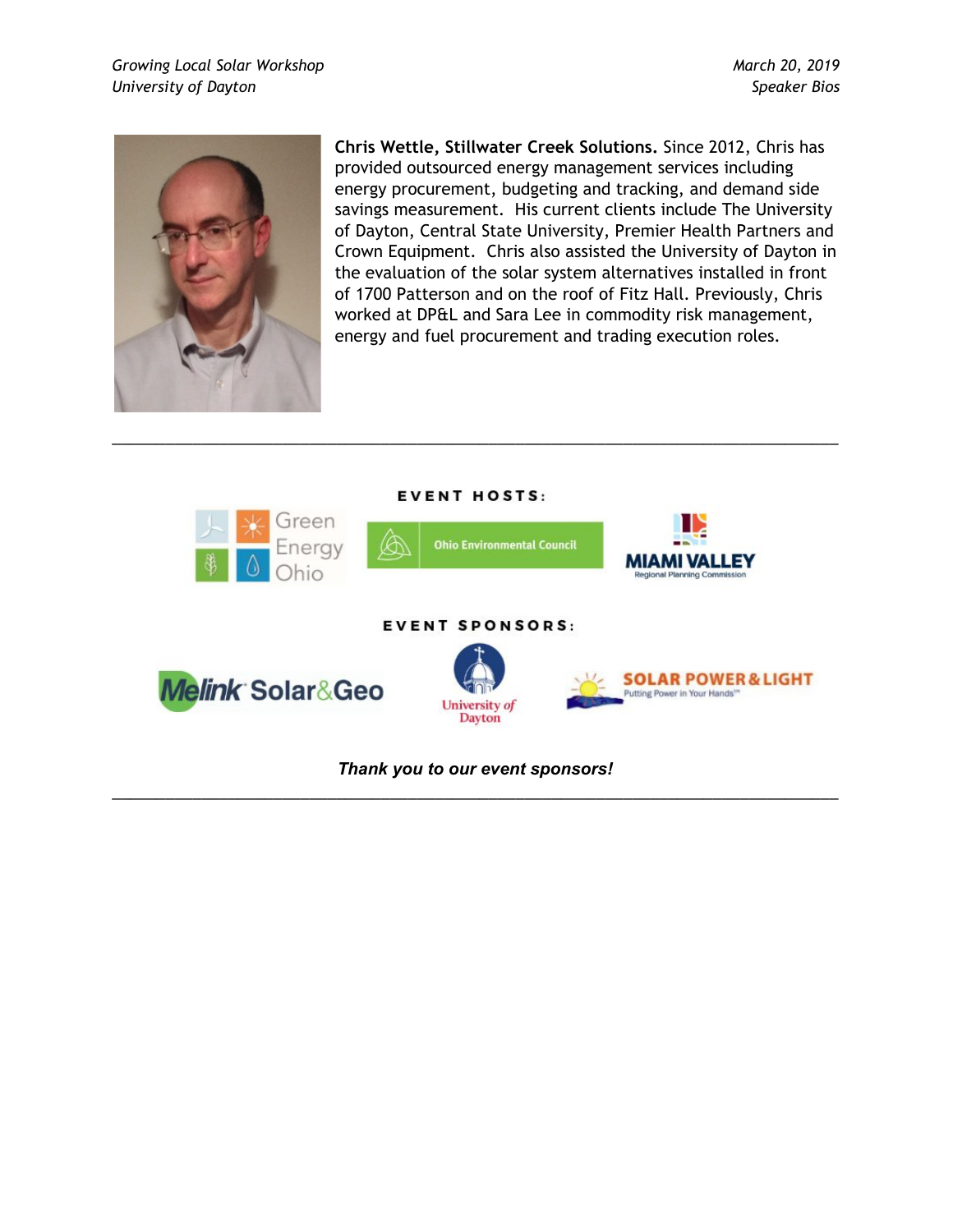**Chris Wettle, Stillwater Creek Solutions.** Since 2012, Chris has provided outsourced energy management services including energy procurement, budgeting and tracking, and demand side savings measurement. His current clients include The University of Dayton, Central State University, Premier Health Partners and Crown Equipment. Chris also assisted the University of Dayton in the evaluation of the solar system alternatives installed in front of 1700 Patterson and on the roof of Fitz Hall. Previously, Chris worked at DP&L and Sara Lee in commodity risk management, energy and fuel procurement and trading execution roles.

---

**EVENT HOSTS:**

Green Energy Ohio

Ohio Environmental Council

MIAMI VALLEY Regional Planning Commission

**EVENT SPONSORS:**

Melink Solar&Geo

University of Dayton

SOLAR POWER & LIGHT Putting Power in Your Hands℠

***Thank you to our event sponsors!***

---